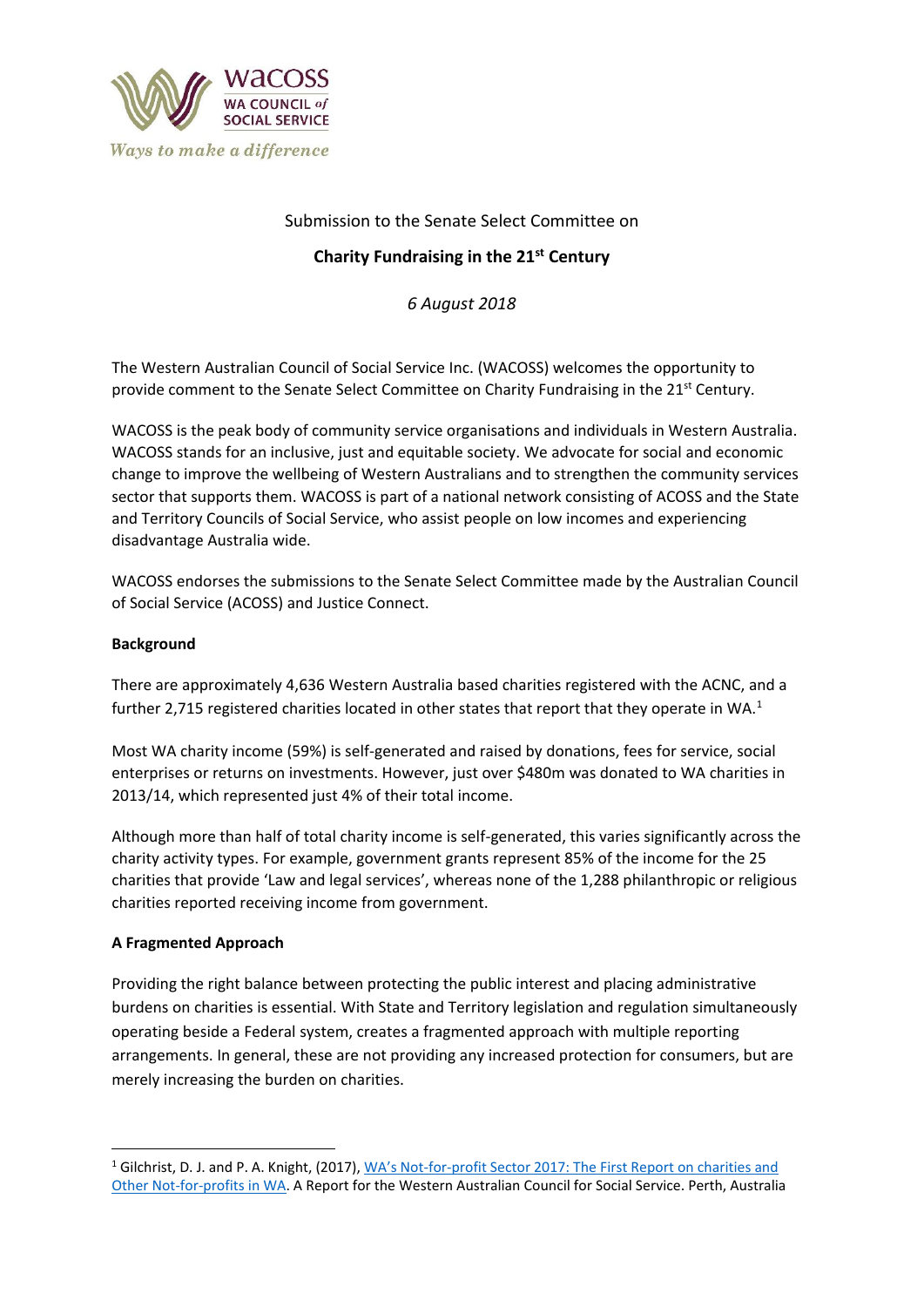wacoss
WA COUNCIL of SOCIAL SERVICE
*Ways to make a difference*

Submission to the Senate Select Committee on

**Charity Fundraising in the 21st Century**

*6 August 2018*

The Western Australian Council of Social Service Inc. (WACOSS) welcomes the opportunity to provide comment to the Senate Select Committee on Charity Fundraising in the 21st Century.

WACOSS is the peak body of community service organisations and individuals in Western Australia. WACOSS stands for an inclusive, just and equitable society. We advocate for social and economic change to improve the wellbeing of Western Australians and to strengthen the community services sector that supports them. WACOSS is part of a national network consisting of ACOSS and the State and Territory Councils of Social Service, who assist people on low incomes and experiencing disadvantage Australia wide.

WACOSS endorses the submissions to the Senate Select Committee made by the Australian Council of Social Service (ACOSS) and Justice Connect.

**Background**

There are approximately 4,636 Western Australia based charities registered with the ACNC, and a further 2,715 registered charities located in other states that report that they operate in WA.[1]

Most WA charity income (59%) is self-generated and raised by donations, fees for service, social enterprises or returns on investments. However, just over $480m was donated to WA charities in 2013/14, which represented just 4% of their total income.

Although more than half of total charity income is self-generated, this varies significantly across the charity activity types. For example, government grants represent 85% of the income for the 25 charities that provide 'Law and legal services', whereas none of the 1,288 philanthropic or religious charities reported receiving income from government.

**A Fragmented Approach**

Providing the right balance between protecting the public interest and placing administrative burdens on charities is essential. With State and Territory legislation and regulation simultaneously operating beside a Federal system, creates a fragmented approach with multiple reporting arrangements. In general, these are not providing any increased protection for consumers, but are merely increasing the burden on charities.

---

[1] Gilchrist, D. J. and P. A. Knight, (2017), [WA's Not-for-profit Sector 2017: The First Report on charities and Other Not-for-profits in WA](). A Report for the Western Australian Council for Social Service. Perth, Australia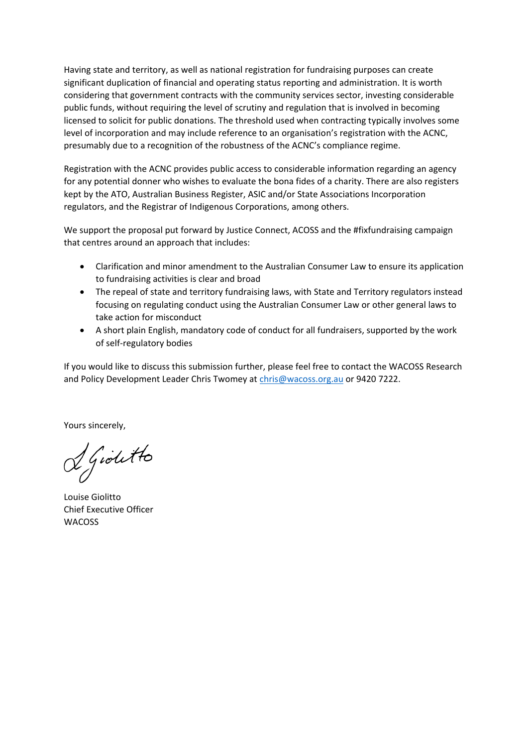Having state and territory, as well as national registration for fundraising purposes can create significant duplication of financial and operating status reporting and administration. It is worth considering that government contracts with the community services sector, investing considerable public funds, without requiring the level of scrutiny and regulation that is involved in becoming licensed to solicit for public donations. The threshold used when contracting typically involves some level of incorporation and may include reference to an organisation's registration with the ACNC, presumably due to a recognition of the robustness of the ACNC's compliance regime.

Registration with the ACNC provides public access to considerable information regarding an agency for any potential donner who wishes to evaluate the bona fides of a charity. There are also registers kept by the ATO, Australian Business Register, ASIC and/or State Associations Incorporation regulators, and the Registrar of Indigenous Corporations, among others.

We support the proposal put forward by Justice Connect, ACOSS and the #fixfundraising campaign that centres around an approach that includes:

- Clarification and minor amendment to the Australian Consumer Law to ensure its application to fundraising activities is clear and broad
- The repeal of state and territory fundraising laws, with State and Territory regulators instead focusing on regulating conduct using the Australian Consumer Law or other general laws to take action for misconduct
- A short plain English, mandatory code of conduct for all fundraisers, supported by the work of self-regulatory bodies

If you would like to discuss this submission further, please feel free to contact the WACOSS Research and Policy Development Leader Chris Twomey at chris@wacoss.org.au or 9420 7222.

Yours sincerely,

L Giolitto

Louise Giolitto
Chief Executive Officer
WACOSS